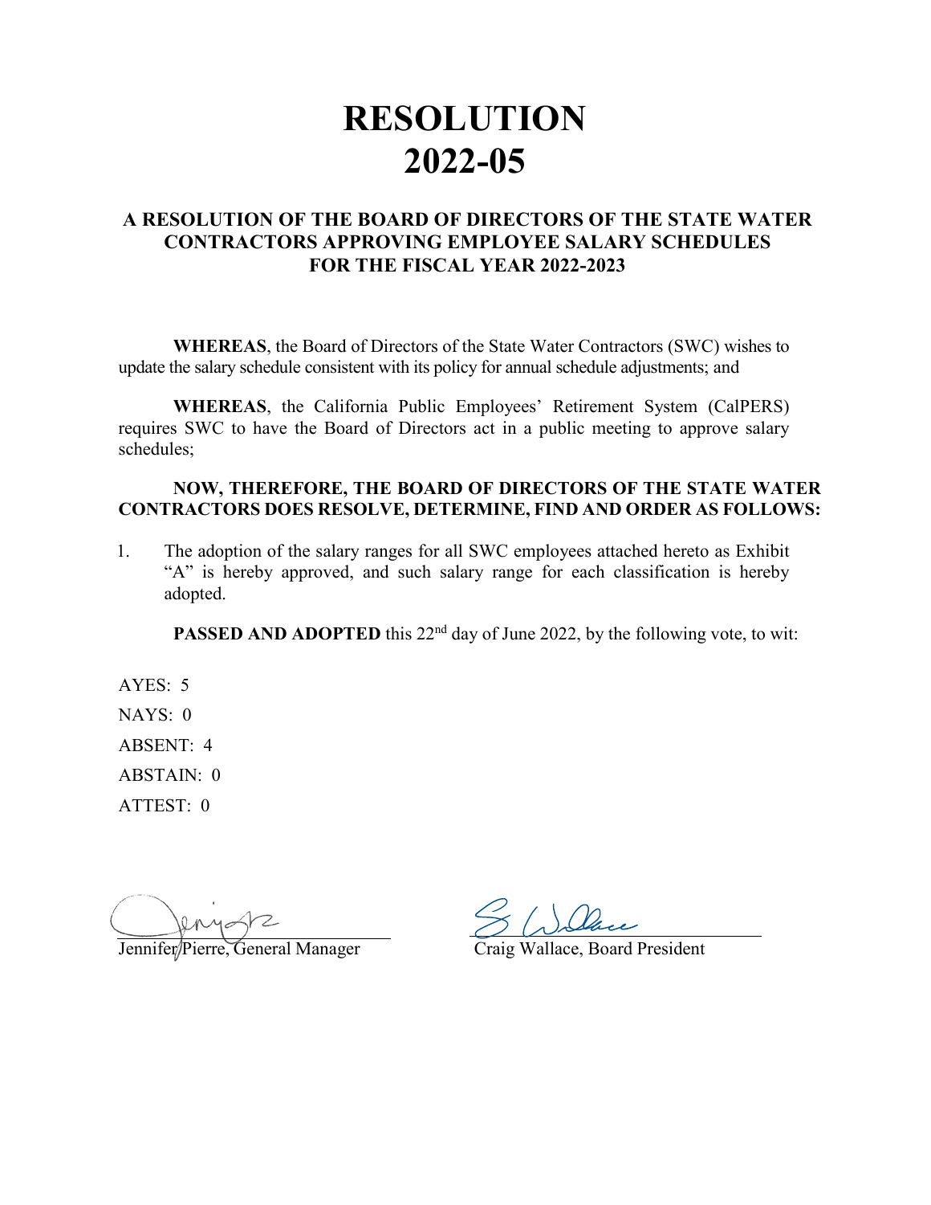# RESOLUTION 2022-05

## A RESOLUTION OF THE BOARD OF DIRECTORS OF THE STATE WATER CONTRACTORS APPROVING EMPLOYEE SALARY SCHEDULES FOR THE FISCAL YEAR 2022-2023

**WHEREAS**, the Board of Directors of the State Water Contractors (SWC) wishes to update the salary schedule consistent with its policy for annual schedule adjustments; and

**WHEREAS**, the California Public Employees' Retirement System (CalPERS) requires SWC to have the Board of Directors act in a public meeting to approve salary schedules;

**NOW, THEREFORE, THE BOARD OF DIRECTORS OF THE STATE WATER CONTRACTORS DOES RESOLVE, DETERMINE, FIND AND ORDER AS FOLLOWS:**

1. The adoption of the salary ranges for all SWC employees attached hereto as Exhibit "A" is hereby approved, and such salary range for each classification is hereby adopted.

**PASSED AND ADOPTED** this 22nd day of June 2022, by the following vote, to wit:

AYES: 5

NAYS: 0

ABSENT: 4

ABSTAIN: 0

ATTEST: 0

Jennifer Pierre, General Manager

Craig Wallace, Board President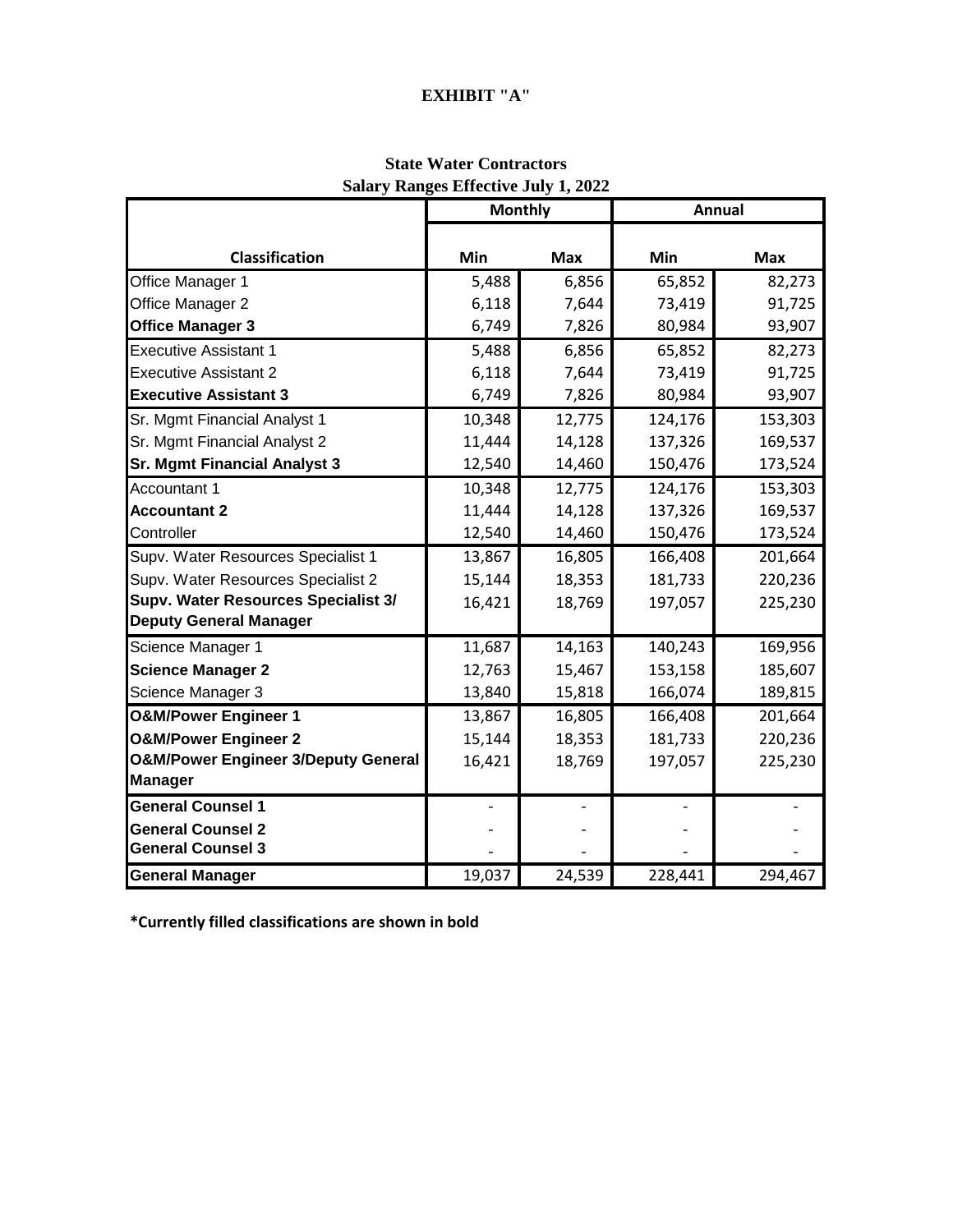**EXHIBIT "A"**

**State Water Contractors**
**Salary Ranges Effective July 1, 2022**

| | Monthly | | Annual | |
|---|---|---|---|---|
| **Classification** | **Min** | **Max** | **Min** | **Max** |
| Office Manager 1 | 5,488 | 6,856 | 65,852 | 82,273 |
| Office Manager 2 | 6,118 | 7,644 | 73,419 | 91,725 |
| **Office Manager 3** | 6,749 | 7,826 | 80,984 | 93,907 |
| Executive Assistant 1 | 5,488 | 6,856 | 65,852 | 82,273 |
| Executive Assistant 2 | 6,118 | 7,644 | 73,419 | 91,725 |
| **Executive Assistant 3** | 6,749 | 7,826 | 80,984 | 93,907 |
| Sr. Mgmt Financial Analyst 1 | 10,348 | 12,775 | 124,176 | 153,303 |
| Sr. Mgmt Financial Analyst 2 | 11,444 | 14,128 | 137,326 | 169,537 |
| **Sr. Mgmt Financial Analyst 3** | 12,540 | 14,460 | 150,476 | 173,524 |
| Accountant 1 | 10,348 | 12,775 | 124,176 | 153,303 |
| **Accountant 2** | 11,444 | 14,128 | 137,326 | 169,537 |
| Controller | 12,540 | 14,460 | 150,476 | 173,524 |
| Supv. Water Resources Specialist 1 | 13,867 | 16,805 | 166,408 | 201,664 |
| Supv. Water Resources Specialist 2 | 15,144 | 18,353 | 181,733 | 220,236 |
| **Supv. Water Resources Specialist 3/ Deputy General Manager** | 16,421 | 18,769 | 197,057 | 225,230 |
| Science Manager 1 | 11,687 | 14,163 | 140,243 | 169,956 |
| **Science Manager 2** | 12,763 | 15,467 | 153,158 | 185,607 |
| Science Manager 3 | 13,840 | 15,818 | 166,074 | 189,815 |
| **O&M/Power Engineer 1** | 13,867 | 16,805 | 166,408 | 201,664 |
| **O&M/Power Engineer 2** | 15,144 | 18,353 | 181,733 | 220,236 |
| **O&M/Power Engineer 3/Deputy General Manager** | 16,421 | 18,769 | 197,057 | 225,230 |
| **General Counsel 1** | - | - | - | - |
| **General Counsel 2** | - | - | - | - |
| **General Counsel 3** | - | - | - | - |
| **General Manager** | 19,037 | 24,539 | 228,441 | 294,467 |

**\*Currently filled classifications are shown in bold**